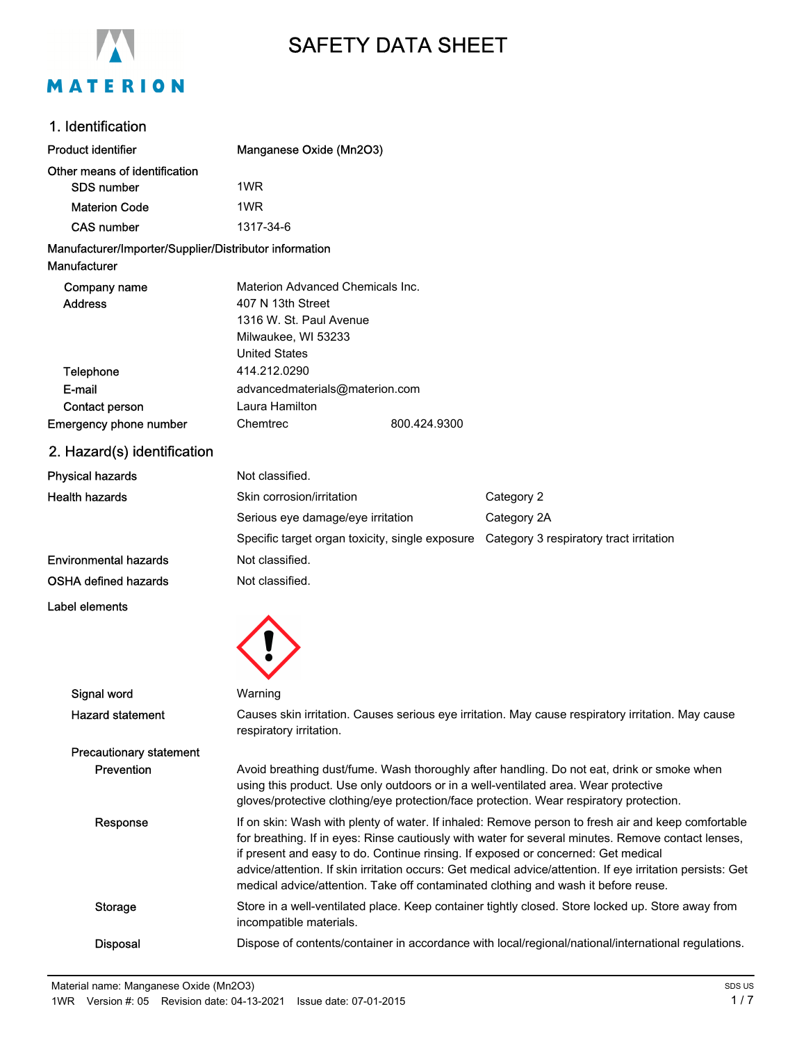# SAFETY DATA SHEET

## 1. Identification

| | |
|---|---|
| **Product identifier** | **Manganese Oxide (Mn2O3)** |
| **Other means of identification** | |
| SDS number | 1WR |
| Materion Code | 1WR |
| CAS number | 1317-34-6 |

**Manufacturer/Importer/Supplier/Distributor information**

**Manufacturer**

| | |
|---|---|
| Company name | Materion Advanced Chemicals Inc. |
| Address | 407 N 13th Street<br>1316 W. St. Paul Avenue<br>Milwaukee, WI 53233<br>United States |
| Telephone | 414.212.0290 |
| E-mail | advancedmaterials@materion.com |
| Contact person | Laura Hamilton |
| Emergency phone number | Chemtrec 800.424.9300 |

## 2. Hazard(s) identification

| | | |
|---|---|---|
| **Physical hazards** | Not classified. | |
| **Health hazards** | Skin corrosion/irritation | Category 2 |
| | Serious eye damage/eye irritation | Category 2A |
| | Specific target organ toxicity, single exposure | Category 3 respiratory tract irritation |
| **Environmental hazards** | Not classified. | |
| **OSHA defined hazards** | Not classified. | |

**Label elements**

**Signal word** Warning

**Hazard statement** Causes skin irritation. Causes serious eye irritation. May cause respiratory irritation. May cause respiratory irritation.

**Precautionary statement**

**Prevention** Avoid breathing dust/fume. Wash thoroughly after handling. Do not eat, drink or smoke when using this product. Use only outdoors or in a well-ventilated area. Wear protective gloves/protective clothing/eye protection/face protection. Wear respiratory protection.

**Response** If on skin: Wash with plenty of water. If inhaled: Remove person to fresh air and keep comfortable for breathing. If in eyes: Rinse cautiously with water for several minutes. Remove contact lenses, if present and easy to do. Continue rinsing. If exposed or concerned: Get medical advice/attention. If skin irritation occurs: Get medical advice/attention. If eye irritation persists: Get medical advice/attention. Take off contaminated clothing and wash it before reuse.

**Storage** Store in a well-ventilated place. Keep container tightly closed. Store locked up. Store away from incompatible materials.

**Disposal** Dispose of contents/container in accordance with local/regional/national/international regulations.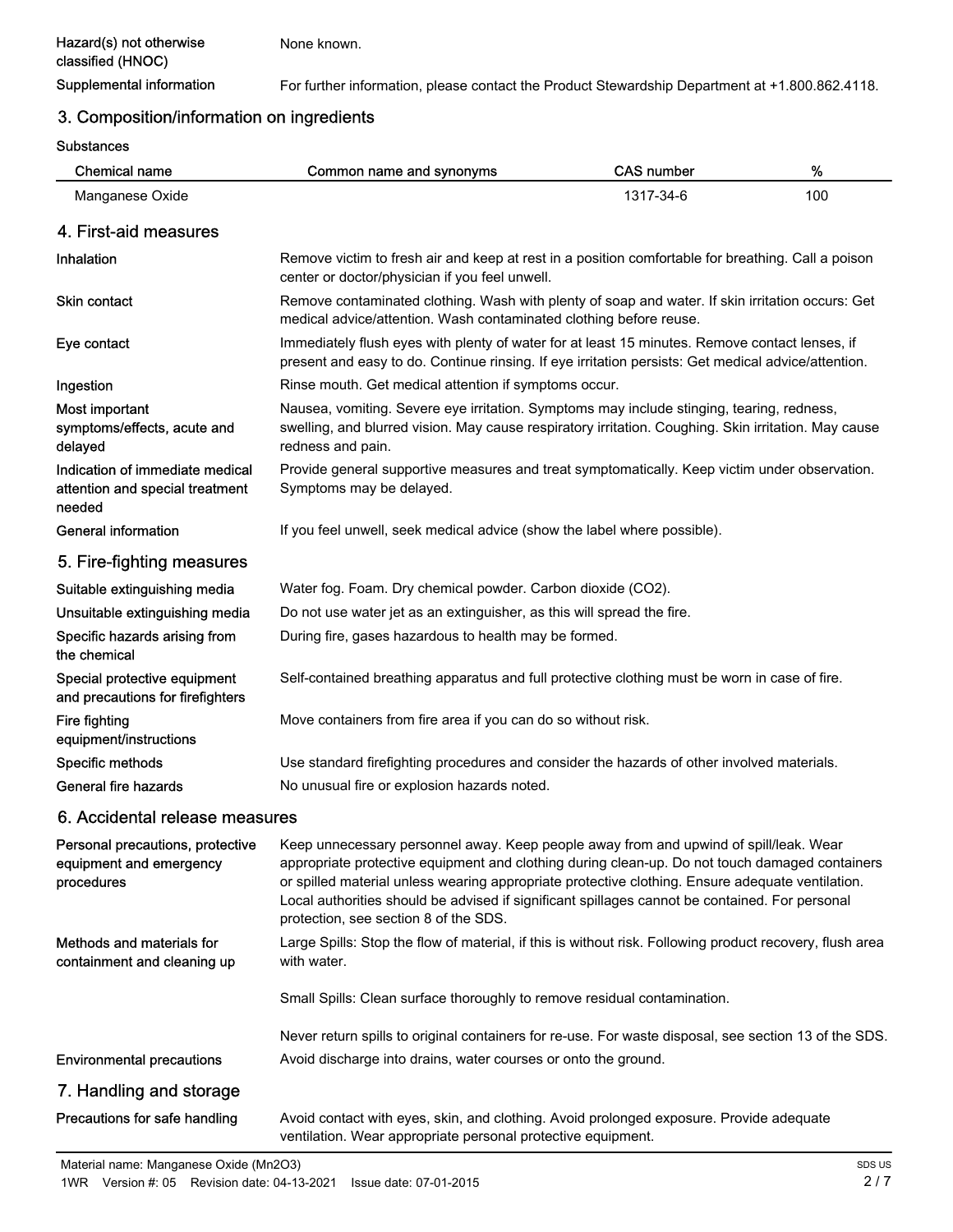| | |
|---|---|
| **Hazard(s) not otherwise classified (HNOC)** | None known. |
| **Supplemental information** | For further information, please contact the Product Stewardship Department at +1.800.862.4118. |

## 3. Composition/information on ingredients

**Substances**

| Chemical name | Common name and synonyms | CAS number | % |
|---|---|---|---|
| Manganese Oxide | | 1317-34-6 | 100 |

## 4. First-aid measures

| | |
|---|---|
| **Inhalation** | Remove victim to fresh air and keep at rest in a position comfortable for breathing. Call a poison center or doctor/physician if you feel unwell. |
| **Skin contact** | Remove contaminated clothing. Wash with plenty of soap and water. If skin irritation occurs: Get medical advice/attention. Wash contaminated clothing before reuse. |
| **Eye contact** | Immediately flush eyes with plenty of water for at least 15 minutes. Remove contact lenses, if present and easy to do. Continue rinsing. If eye irritation persists: Get medical advice/attention. |
| **Ingestion** | Rinse mouth. Get medical attention if symptoms occur. |
| **Most important symptoms/effects, acute and delayed** | Nausea, vomiting. Severe eye irritation. Symptoms may include stinging, tearing, redness, swelling, and blurred vision. May cause respiratory irritation. Coughing. Skin irritation. May cause redness and pain. |
| **Indication of immediate medical attention and special treatment needed** | Provide general supportive measures and treat symptomatically. Keep victim under observation. Symptoms may be delayed. |
| **General information** | If you feel unwell, seek medical advice (show the label where possible). |

## 5. Fire-fighting measures

| | |
|---|---|
| **Suitable extinguishing media** | Water fog. Foam. Dry chemical powder. Carbon dioxide ($CO_2$). |
| **Unsuitable extinguishing media** | Do not use water jet as an extinguisher, as this will spread the fire. |
| **Specific hazards arising from the chemical** | During fire, gases hazardous to health may be formed. |
| **Special protective equipment and precautions for firefighters** | Self-contained breathing apparatus and full protective clothing must be worn in case of fire. |
| **Fire fighting equipment/instructions** | Move containers from fire area if you can do so without risk. |
| **Specific methods** | Use standard firefighting procedures and consider the hazards of other involved materials. |
| **General fire hazards** | No unusual fire or explosion hazards noted. |

## 6. Accidental release measures

| | |
|---|---|
| **Personal precautions, protective equipment and emergency procedures** | Keep unnecessary personnel away. Keep people away from and upwind of spill/leak. Wear appropriate protective equipment and clothing during clean-up. Do not touch damaged containers or spilled material unless wearing appropriate protective clothing. Ensure adequate ventilation. Local authorities should be advised if significant spillages cannot be contained. For personal protection, see section 8 of the SDS. |
| **Methods and materials for containment and cleaning up** | Large Spills: Stop the flow of material, if this is without risk. Following product recovery, flush area with water.<br><br>Small Spills: Clean surface thoroughly to remove residual contamination.<br><br>Never return spills to original containers for re-use. For waste disposal, see section 13 of the SDS. |
| **Environmental precautions** | Avoid discharge into drains, water courses or onto the ground. |

## 7. Handling and storage

| | |
|---|---|
| **Precautions for safe handling** | Avoid contact with eyes, skin, and clothing. Avoid prolonged exposure. Provide adequate ventilation. Wear appropriate personal protective equipment. |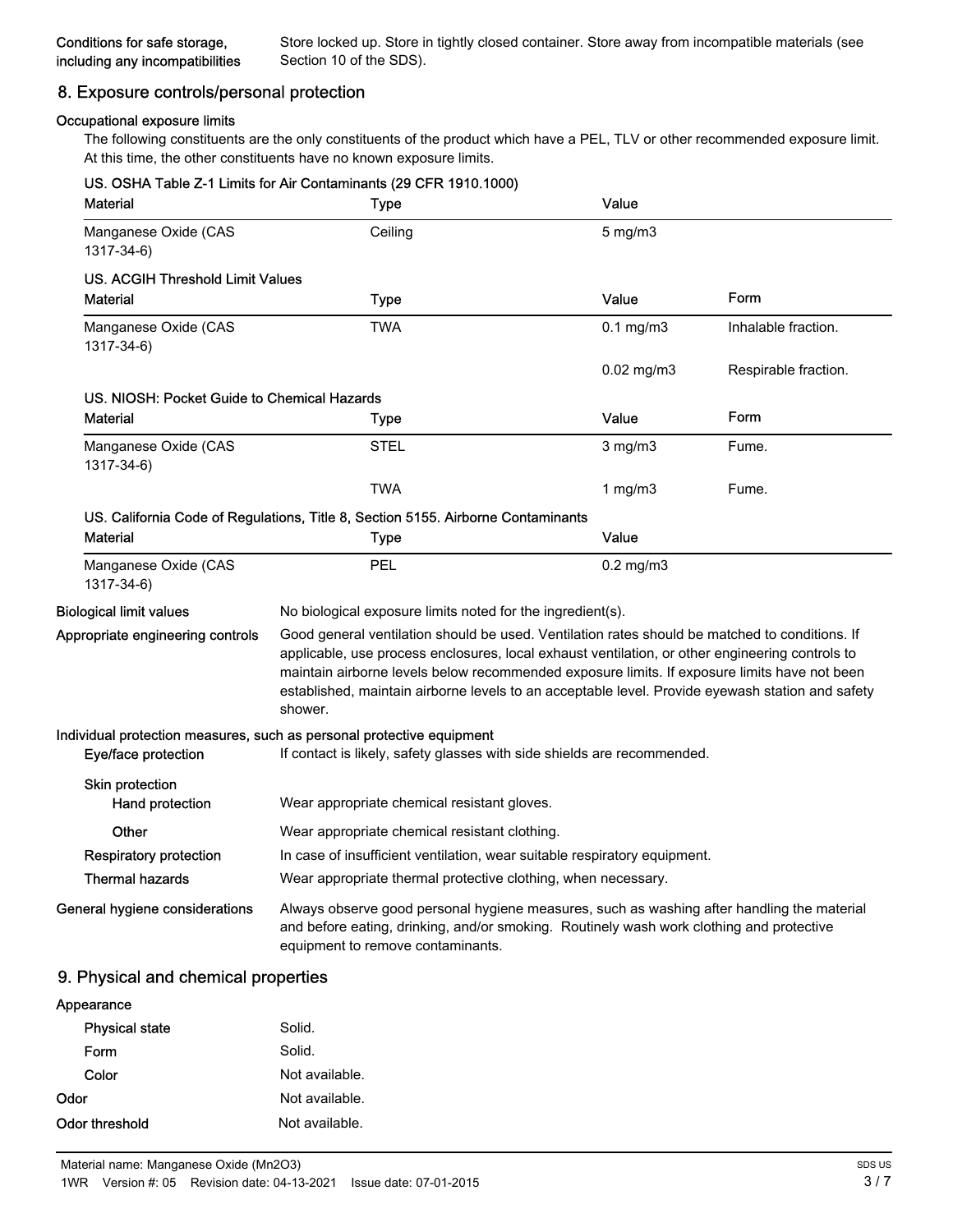**Conditions for safe storage, including any incompatibilities** Store locked up. Store in tightly closed container. Store away from incompatible materials (see Section 10 of the SDS).

## 8. Exposure controls/personal protection

**Occupational exposure limits**

The following constituents are the only constituents of the product which have a PEL, TLV or other recommended exposure limit. At this time, the other constituents have no known exposure limits.

**US. OSHA Table Z-1 Limits for Air Contaminants (29 CFR 1910.1000)**

| Material | Type | Value |
|---|---|---|
| Manganese Oxide (CAS 1317-34-6) | Ceiling | 5 mg/m3 |

**US. ACGIH Threshold Limit Values**

| Material | Type | Value | Form |
|---|---|---|---|
| Manganese Oxide (CAS 1317-34-6) | TWA | 0.1 mg/m3 | Inhalable fraction. |
| | | 0.02 mg/m3 | Respirable fraction. |

**US. NIOSH: Pocket Guide to Chemical Hazards**

| Material | Type | Value | Form |
|---|---|---|---|
| Manganese Oxide (CAS 1317-34-6) | STEL | 3 mg/m3 | Fume. |
| | TWA | 1 mg/m3 | Fume. |

**US. California Code of Regulations, Title 8, Section 5155. Airborne Contaminants**

| Material | Type | Value |
|---|---|---|
| Manganese Oxide (CAS 1317-34-6) | PEL | 0.2 mg/m3 |

**Biological limit values** No biological exposure limits noted for the ingredient(s).

**Appropriate engineering controls** Good general ventilation should be used. Ventilation rates should be matched to conditions. If applicable, use process enclosures, local exhaust ventilation, or other engineering controls to maintain airborne levels below recommended exposure limits. If exposure limits have not been established, maintain airborne levels to an acceptable level. Provide eyewash station and safety shower.

**Individual protection measures, such as personal protective equipment**

**Eye/face protection** If contact is likely, safety glasses with side shields are recommended.

**Skin protection**

**Hand protection** Wear appropriate chemical resistant gloves.

**Other** Wear appropriate chemical resistant clothing.

**Respiratory protection** In case of insufficient ventilation, wear suitable respiratory equipment.

**Thermal hazards** Wear appropriate thermal protective clothing, when necessary.

**General hygiene considerations** Always observe good personal hygiene measures, such as washing after handling the material and before eating, drinking, and/or smoking. Routinely wash work clothing and protective equipment to remove contaminants.

## 9. Physical and chemical properties

**Appearance**

**Physical state** Solid.

**Form** Solid.

**Color** Not available.

**Odor** Not available.

**Odor threshold** Not available.

Material name: Manganese Oxide ($Mn_2O_3$)

1WR Version #: 05 Revision date: 04-13-2021 Issue date: 07-01-2015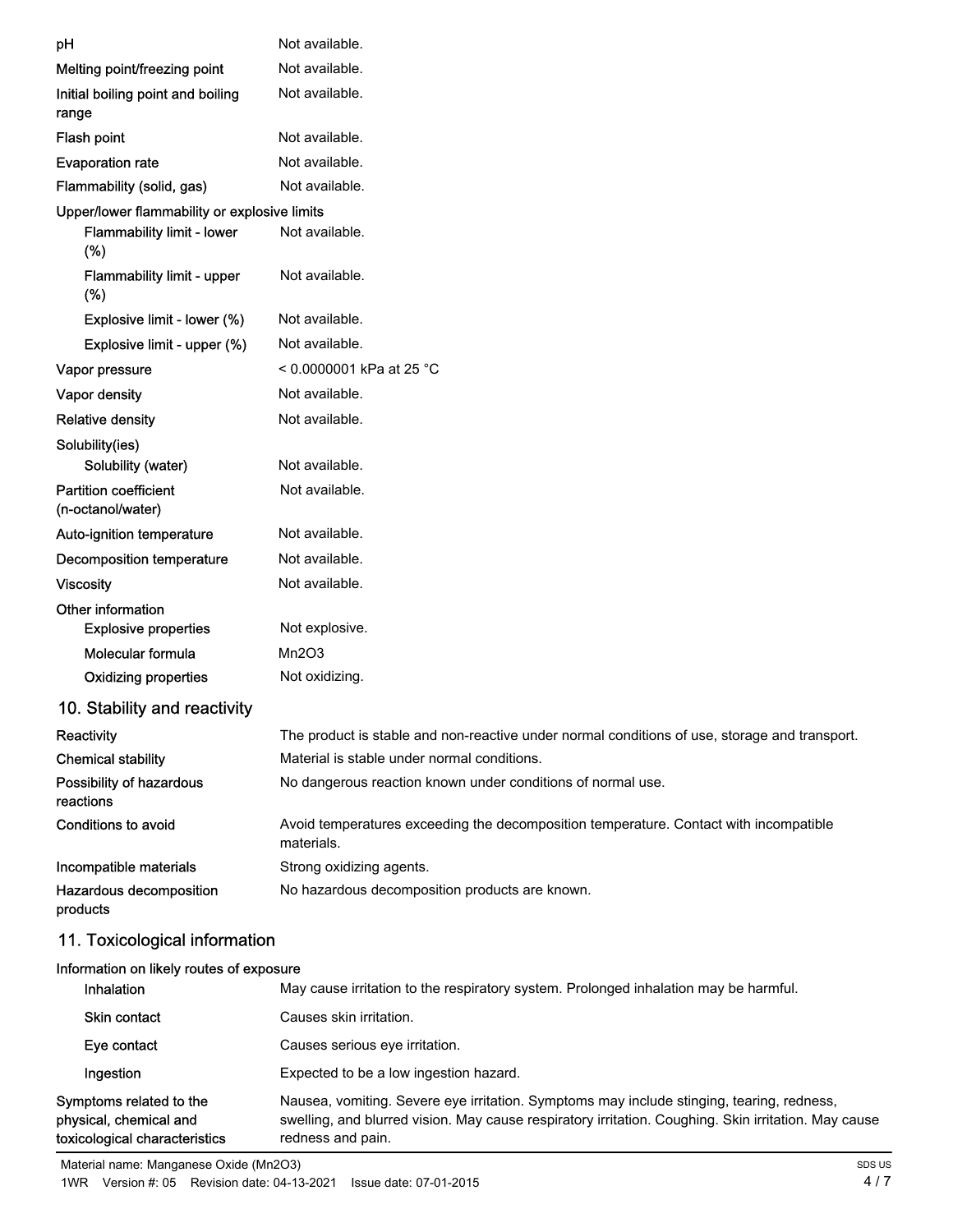| | |
|---|---|
| pH | Not available. |
| Melting point/freezing point | Not available. |
| Initial boiling point and boiling range | Not available. |
| Flash point | Not available. |
| Evaporation rate | Not available. |
| Flammability (solid, gas) | Not available. |
| Upper/lower flammability or explosive limits | |
| Flammability limit - lower (%) | Not available. |
| Flammability limit - upper (%) | Not available. |
| Explosive limit - lower (%) | Not available. |
| Explosive limit - upper (%) | Not available. |
| Vapor pressure | < 0.0000001 kPa at 25 °C |
| Vapor density | Not available. |
| Relative density | Not available. |
| Solubility(ies) | |
| Solubility (water) | Not available. |
| Partition coefficient (n-octanol/water) | Not available. |
| Auto-ignition temperature | Not available. |
| Decomposition temperature | Not available. |
| Viscosity | Not available. |
| Other information | |
| Explosive properties | Not explosive. |
| Molecular formula | $Mn_2O_3$ |
| Oxidizing properties | Not oxidizing. |

## 10. Stability and reactivity

| | |
|---|---|
| Reactivity | The product is stable and non-reactive under normal conditions of use, storage and transport. |
| Chemical stability | Material is stable under normal conditions. |
| Possibility of hazardous reactions | No dangerous reaction known under conditions of normal use. |
| Conditions to avoid | Avoid temperatures exceeding the decomposition temperature. Contact with incompatible materials. |
| Incompatible materials | Strong oxidizing agents. |
| Hazardous decomposition products | No hazardous decomposition products are known. |

## 11. Toxicological information

| | |
|---|---|
| Information on likely routes of exposure | |
| Inhalation | May cause irritation to the respiratory system. Prolonged inhalation may be harmful. |
| Skin contact | Causes skin irritation. |
| Eye contact | Causes serious eye irritation. |
| Ingestion | Expected to be a low ingestion hazard. |
| Symptoms related to the physical, chemical and toxicological characteristics | Nausea, vomiting. Severe eye irritation. Symptoms may include stinging, tearing, redness, swelling, and blurred vision. May cause respiratory irritation. Coughing. Skin irritation. May cause redness and pain. |

Material name: Manganese Oxide ($Mn_2O_3$)
1WR Version #: 05 Revision date: 04-13-2021 Issue date: 07-01-2015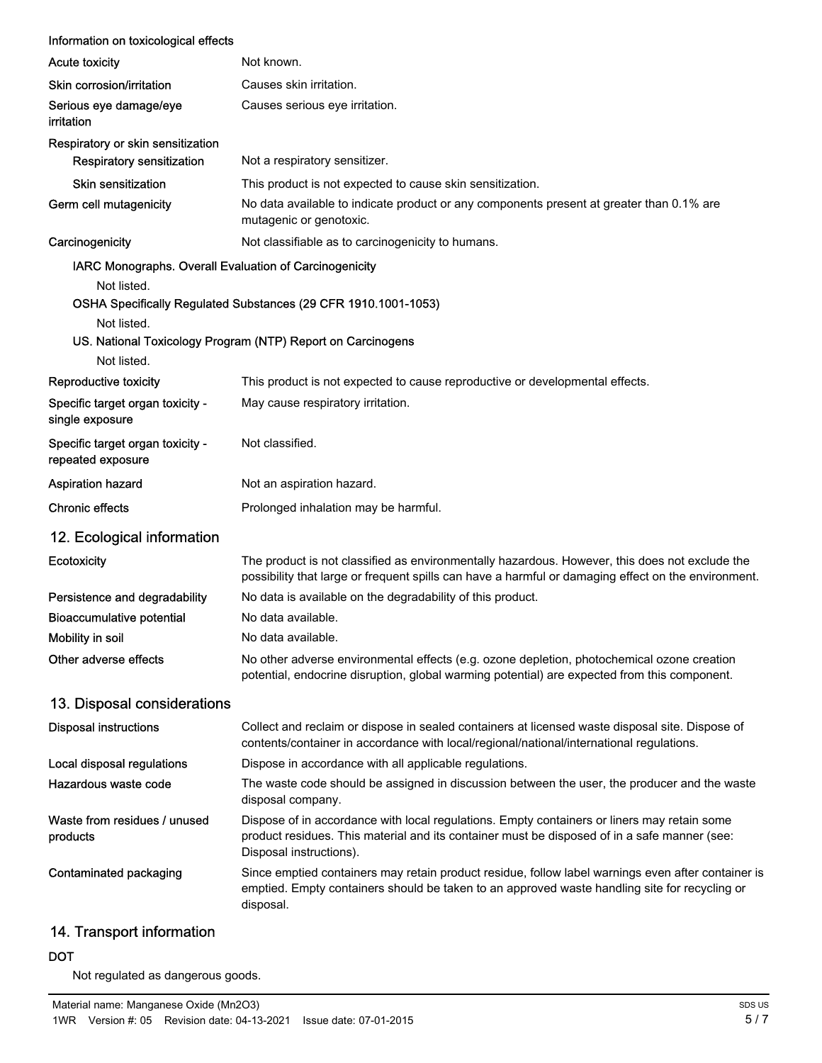**Information on toxicological effects**

| | |
|---|---|
| **Acute toxicity** | Not known. |
| **Skin corrosion/irritation** | Causes skin irritation. |
| **Serious eye damage/eye irritation** | Causes serious eye irritation. |
| **Respiratory or skin sensitization** | |
| **Respiratory sensitization** | Not a respiratory sensitizer. |
| **Skin sensitization** | This product is not expected to cause skin sensitization. |
| **Germ cell mutagenicity** | No data available to indicate product or any components present at greater than 0.1% are mutagenic or genotoxic. |
| **Carcinogenicity** | Not classifiable as to carcinogenicity to humans. |

**IARC Monographs. Overall Evaluation of Carcinogenicity**

Not listed.

**OSHA Specifically Regulated Substances (29 CFR 1910.1001-1053)**

Not listed.

**US. National Toxicology Program (NTP) Report on Carcinogens**

Not listed.

| | |
|---|---|
| **Reproductive toxicity** | This product is not expected to cause reproductive or developmental effects. |
| **Specific target organ toxicity - single exposure** | May cause respiratory irritation. |
| **Specific target organ toxicity - repeated exposure** | Not classified. |
| **Aspiration hazard** | Not an aspiration hazard. |
| **Chronic effects** | Prolonged inhalation may be harmful. |

## 12. Ecological information

| | |
|---|---|
| **Ecotoxicity** | The product is not classified as environmentally hazardous. However, this does not exclude the possibility that large or frequent spills can have a harmful or damaging effect on the environment. |
| **Persistence and degradability** | No data is available on the degradability of this product. |
| **Bioaccumulative potential** | No data available. |
| **Mobility in soil** | No data available. |
| **Other adverse effects** | No other adverse environmental effects (e.g. ozone depletion, photochemical ozone creation potential, endocrine disruption, global warming potential) are expected from this component. |

## 13. Disposal considerations

| | |
|---|---|
| **Disposal instructions** | Collect and reclaim or dispose in sealed containers at licensed waste disposal site. Dispose of contents/container in accordance with local/regional/national/international regulations. |
| **Local disposal regulations** | Dispose in accordance with all applicable regulations. |
| **Hazardous waste code** | The waste code should be assigned in discussion between the user, the producer and the waste disposal company. |
| **Waste from residues / unused products** | Dispose of in accordance with local regulations. Empty containers or liners may retain some product residues. This material and its container must be disposed of in a safe manner (see: Disposal instructions). |
| **Contaminated packaging** | Since emptied containers may retain product residue, follow label warnings even after container is emptied. Empty containers should be taken to an approved waste handling site for recycling or disposal. |

## 14. Transport information

**DOT**

Not regulated as dangerous goods.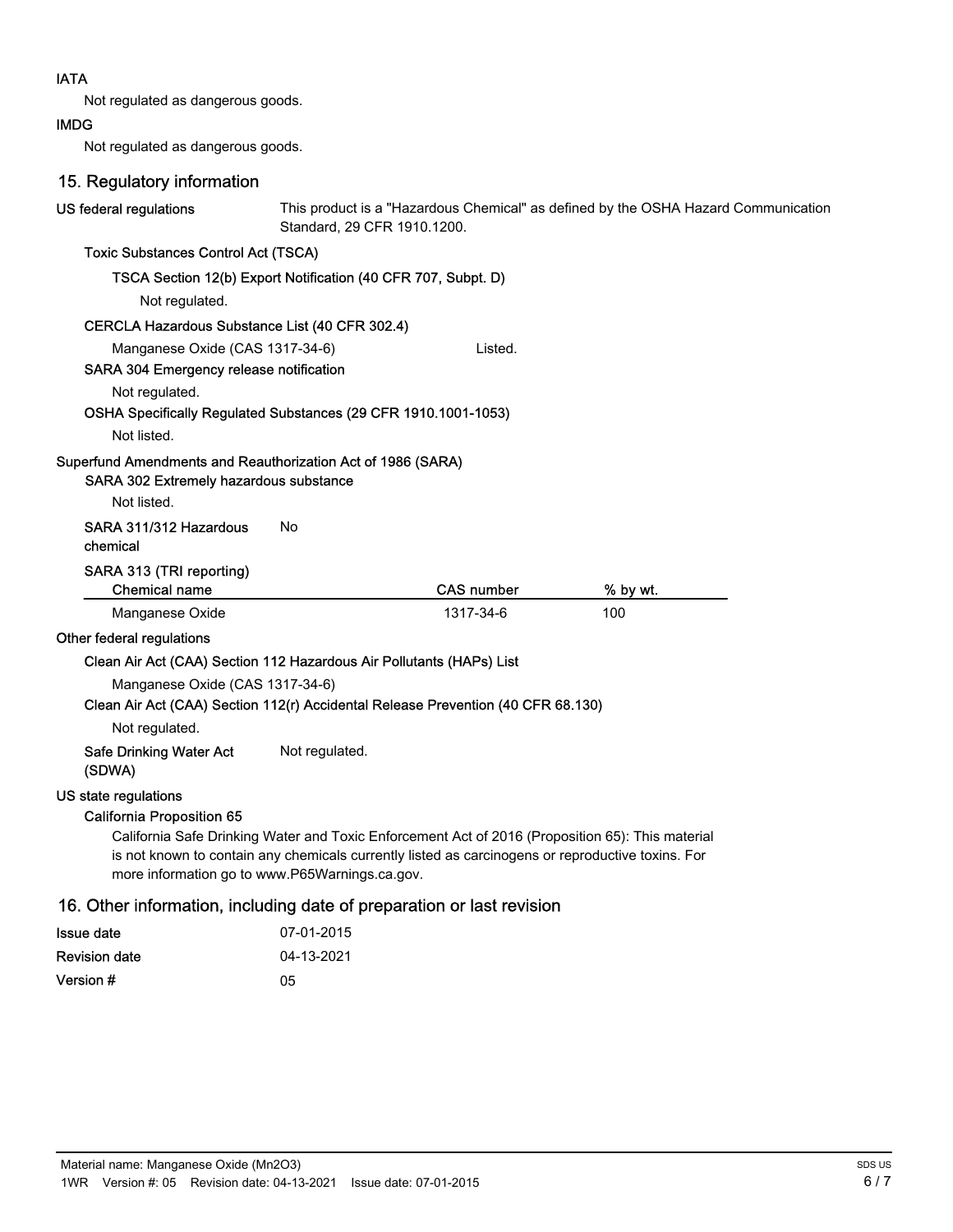**IATA**

Not regulated as dangerous goods.

**IMDG**

Not regulated as dangerous goods.

## 15. Regulatory information

**US federal regulations** This product is a "Hazardous Chemical" as defined by the OSHA Hazard Communication Standard, 29 CFR 1910.1200.

**Toxic Substances Control Act (TSCA)**

**TSCA Section 12(b) Export Notification (40 CFR 707, Subpt. D)**

Not regulated.

**CERCLA Hazardous Substance List (40 CFR 302.4)**

Manganese Oxide (CAS 1317-34-6) Listed.

**SARA 304 Emergency release notification**

Not regulated.

**OSHA Specifically Regulated Substances (29 CFR 1910.1001-1053)**

Not listed.

**Superfund Amendments and Reauthorization Act of 1986 (SARA)**

**SARA 302 Extremely hazardous substance**

Not listed.

**SARA 311/312 Hazardous chemical** No

**SARA 313 (TRI reporting)**

| Chemical name | CAS number | % by wt. |
| --- | --- | --- |
| Manganese Oxide | 1317-34-6 | 100 |

**Other federal regulations**

**Clean Air Act (CAA) Section 112 Hazardous Air Pollutants (HAPs) List**

Manganese Oxide (CAS 1317-34-6)

**Clean Air Act (CAA) Section 112(r) Accidental Release Prevention (40 CFR 68.130)**

Not regulated.

**Safe Drinking Water Act (SDWA)** Not regulated.

**US state regulations**

**California Proposition 65**

California Safe Drinking Water and Toxic Enforcement Act of 2016 (Proposition 65): This material is not known to contain any chemicals currently listed as carcinogens or reproductive toxins. For more information go to www.P65Warnings.ca.gov.

## 16. Other information, including date of preparation or last revision

**Issue date** 07-01-2015

**Revision date** 04-13-2021

**Version #** 05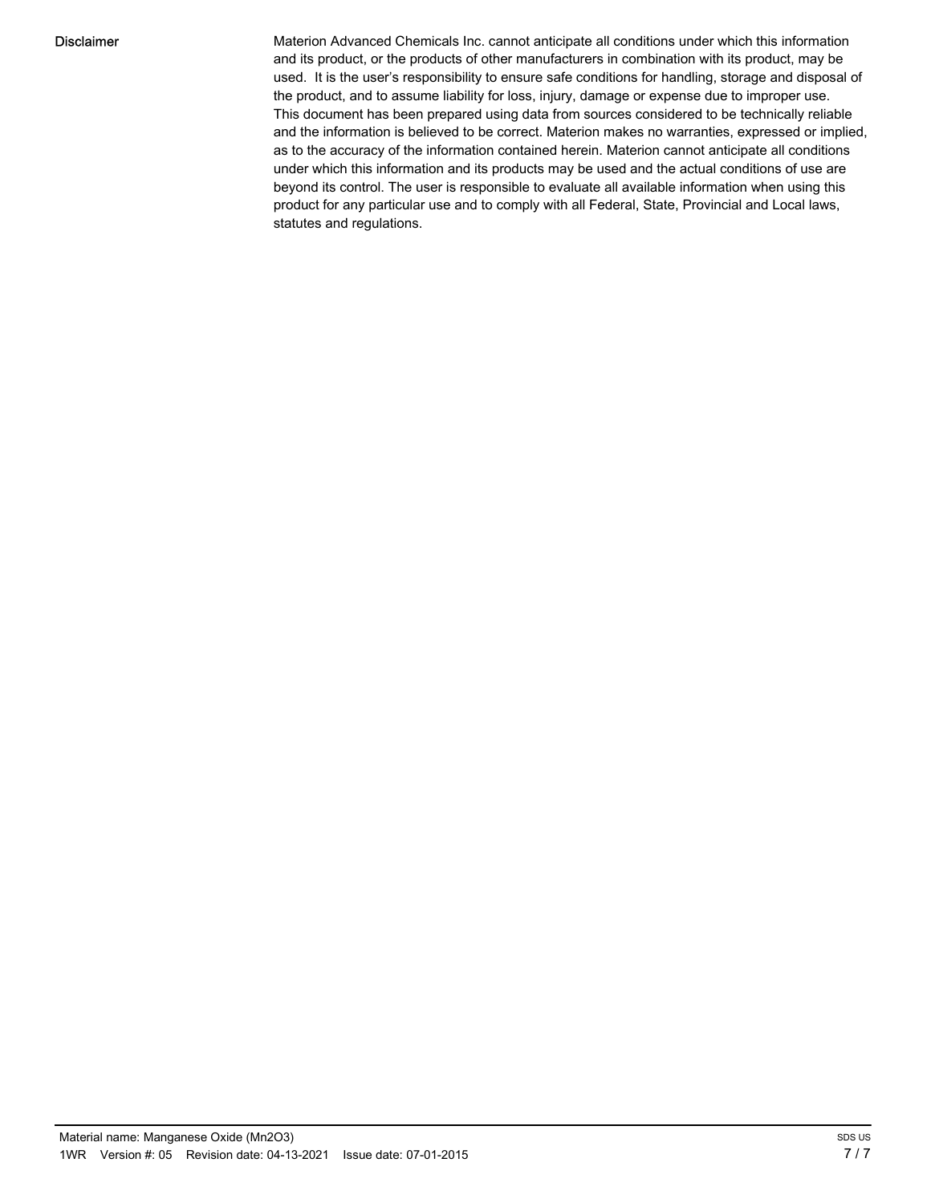**Disclaimer**

Materion Advanced Chemicals Inc. cannot anticipate all conditions under which this information and its product, or the products of other manufacturers in combination with its product, may be used. It is the user's responsibility to ensure safe conditions for handling, storage and disposal of the product, and to assume liability for loss, injury, damage or expense due to improper use. This document has been prepared using data from sources considered to be technically reliable and the information is believed to be correct. Materion makes no warranties, expressed or implied, as to the accuracy of the information contained herein. Materion cannot anticipate all conditions under which this information and its products may be used and the actual conditions of use are beyond its control. The user is responsible to evaluate all available information when using this product for any particular use and to comply with all Federal, State, Provincial and Local laws, statutes and regulations.